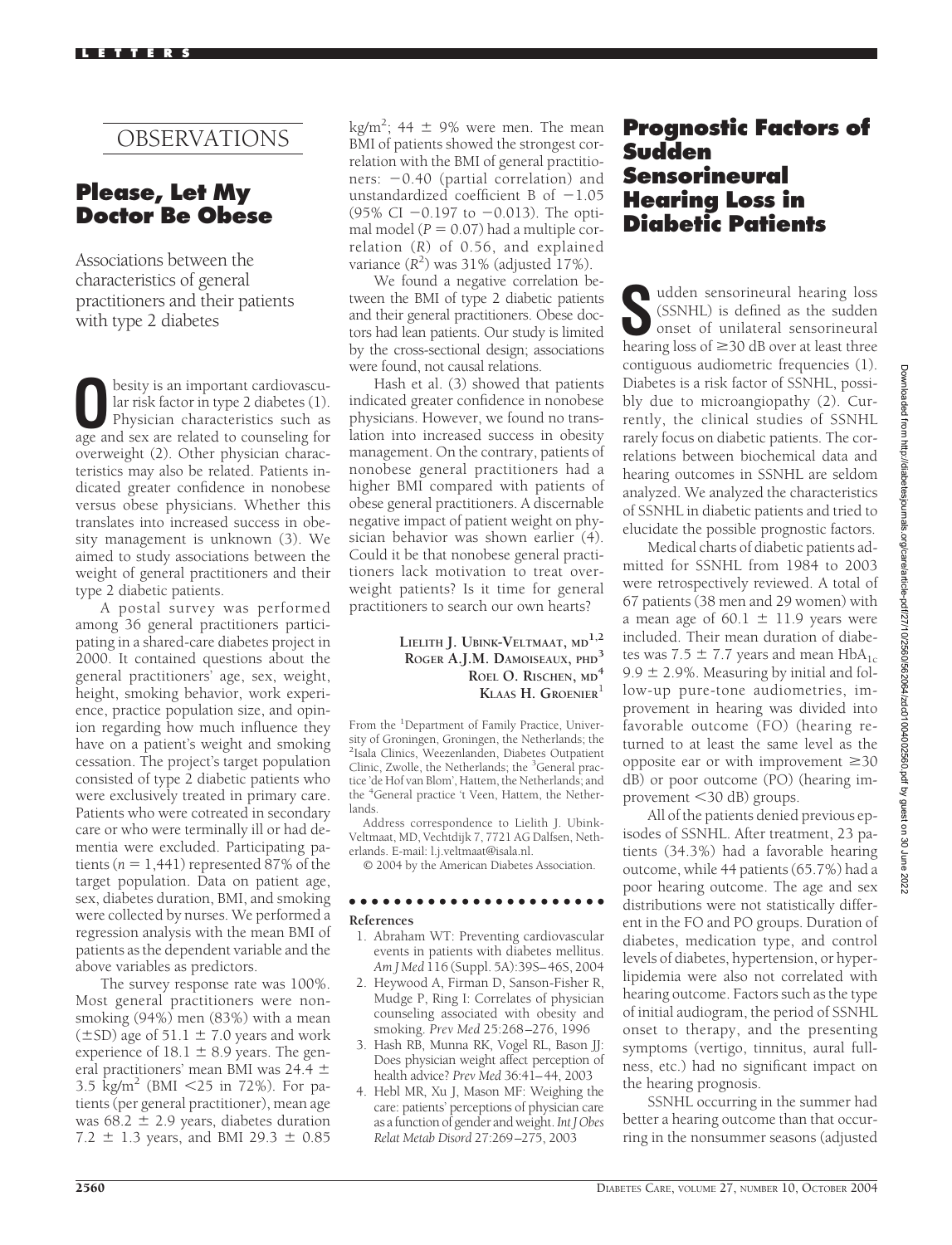# OBSERVATIONS

## Please, Let My Doctor Be Obese

Associations between the characteristics of general practitioners and their patients with type 2 diabetes

Obesity is an important cardiovascular risk factor in type 2 diabetes (1). Physician characteristics such as age and sex are related to counseling for overweight (2). Other physician characteristics may also be related. Patients indicated greater confidence in nonobese versus obese physicians. Whether this translates into increased success in obesity management is unknown (3). We aimed to study associations between the weight of general practitioners and their type 2 diabetic patients.

A postal survey was performed among 36 general practitioners participating in a shared-care diabetes project in 2000. It contained questions about the general practitioners' age, sex, weight, height, smoking behavior, work experience, practice population size, and opinion regarding how much influence they have on a patient's weight and smoking cessation. The project's target population consisted of type 2 diabetic patients who were exclusively treated in primary care. Patients who were cotreated in secondary care or who were terminally ill or had dementia were excluded. Participating patients ($n = 1,441$) represented 87% of the target population. Data on patient age, sex, diabetes duration, BMI, and smoking were collected by nurses. We performed a regression analysis with the mean BMI of patients as the dependent variable and the above variables as predictors.

The survey response rate was 100%. Most general practitioners were nonsmoking (94%) men (83%) with a mean (±SD) age of 51.1 ± 7.0 years and work experience of 18.1 ± 8.9 years. The general practitioners' mean BMI was 24.4 ± 3.5 kg/m$^2$ (BMI <25 in 72%). For patients (per general practitioner), mean age was 68.2 ± 2.9 years, diabetes duration 7.2 ± 1.3 years, and BMI 29.3 ± 0.85 kg/m$^2$; 44 ± 9% were men. The mean BMI of patients showed the strongest correlation with the BMI of general practitioners: −0.40 (partial correlation) and unstandardized coefficient B of −1.05 (95% CI −0.197 to −0.013). The optimal model ($P = 0.07$) had a multiple correlation ($R$) of 0.56, and explained variance ($R^2$) was 31% (adjusted 17%).

We found a negative correlation between the BMI of type 2 diabetic patients and their general practitioners. Obese doctors had lean patients. Our study is limited by the cross-sectional design; associations were found, not causal relations.

Hash et al. (3) showed that patients indicated greater confidence in nonobese physicians. However, we found no translation into increased success in obesity management. On the contrary, patients of nonobese general practitioners had a higher BMI compared with patients of obese general practitioners. A discernable negative impact of patient weight on physician behavior was shown earlier (4). Could it be that nonobese general practitioners lack motivation to treat overweight patients? Is it time for general practitioners to search our own hearts?

**LIELITH J. UBINK-VELTMAAT, MD[1,2]**
**ROGER A.J.M. DAMOISEAUX, PHD[3]**
**ROEL O. RISCHEN, MD[4]**
**KLAAS H. GROENIER[1]**

From the [1]Department of Family Practice, University of Groningen, Groningen, the Netherlands; the [2]Isala Clinics, Weezenlanden, Diabetes Outpatient Clinic, Zwolle, the Netherlands; the [3]General practice 'de Hof van Blom', Hattem, the Netherlands; and the [4]General practice 't Veen, Hattem, the Netherlands.

Address correspondence to Lielith J. Ubink-Veltmaat, MD, Vechtdijk 7, 7721 AG Dalfsen, Netherlands. E-mail: l.j.veltmaat@isala.nl.

© 2004 by the American Diabetes Association.

### References

1. Abraham WT: Preventing cardiovascular events in patients with diabetes mellitus. *Am J Med* 116 (Suppl. 5A):39S–46S, 2004
2. Heywood A, Firman D, Sanson-Fisher R, Mudge P, Ring I: Correlates of physician counseling associated with obesity and smoking. *Prev Med* 25:268–276, 1996
3. Hash RB, Munna RK, Vogel RL, Bason JJ: Does physician weight affect perception of health advice? *Prev Med* 36:41–44, 2003
4. Hebl MR, Xu J, Mason MF: Weighing the care: patients' perceptions of physician care as a function of gender and weight. *Int J Obes Relat Metab Disord* 27:269–275, 2003

## Prognostic Factors of Sudden Sensorineural Hearing Loss in Diabetic Patients

Sudden sensorineural hearing loss (SSNHL) is defined as the sudden onset of unilateral sensorineural hearing loss of ≥30 dB over at least three contiguous audiometric frequencies (1). Diabetes is a risk factor of SSNHL, possibly due to microangiopathy (2). Currently, the clinical studies of SSNHL rarely focus on diabetic patients. The correlations between biochemical data and hearing outcomes in SSNHL are seldom analyzed. We analyzed the characteristics of SSNHL in diabetic patients and tried to elucidate the possible prognostic factors.

Medical charts of diabetic patients admitted for SSNHL from 1984 to 2003 were retrospectively reviewed. A total of 67 patients (38 men and 29 women) with a mean age of 60.1 ± 11.9 years were included. Their mean duration of diabetes was 7.5 ± 7.7 years and mean $HbA_{1c}$ 9.9 ± 2.9%. Measuring by initial and follow-up pure-tone audiometries, improvement in hearing was divided into favorable outcome (FO) (hearing returned to at least the same level as the opposite ear or with improvement ≥30 dB) or poor outcome (PO) (hearing improvement <30 dB) groups.

All of the patients denied previous episodes of SSNHL. After treatment, 23 patients (34.3%) had a favorable hearing outcome, while 44 patients (65.7%) had a poor hearing outcome. The age and sex distributions were not statistically different in the FO and PO groups. Duration of diabetes, medication type, and control levels of diabetes, hypertension, or hyperlipidemia were also not correlated with hearing outcome. Factors such as the type of initial audiogram, the period of SSNHL onset to therapy, and the presenting symptoms (vertigo, tinnitus, aural fullness, etc.) had no significant impact on the hearing prognosis.

SSNHL occurring in the summer had better a hearing outcome than that occurring in the nonsummer seasons (adjusted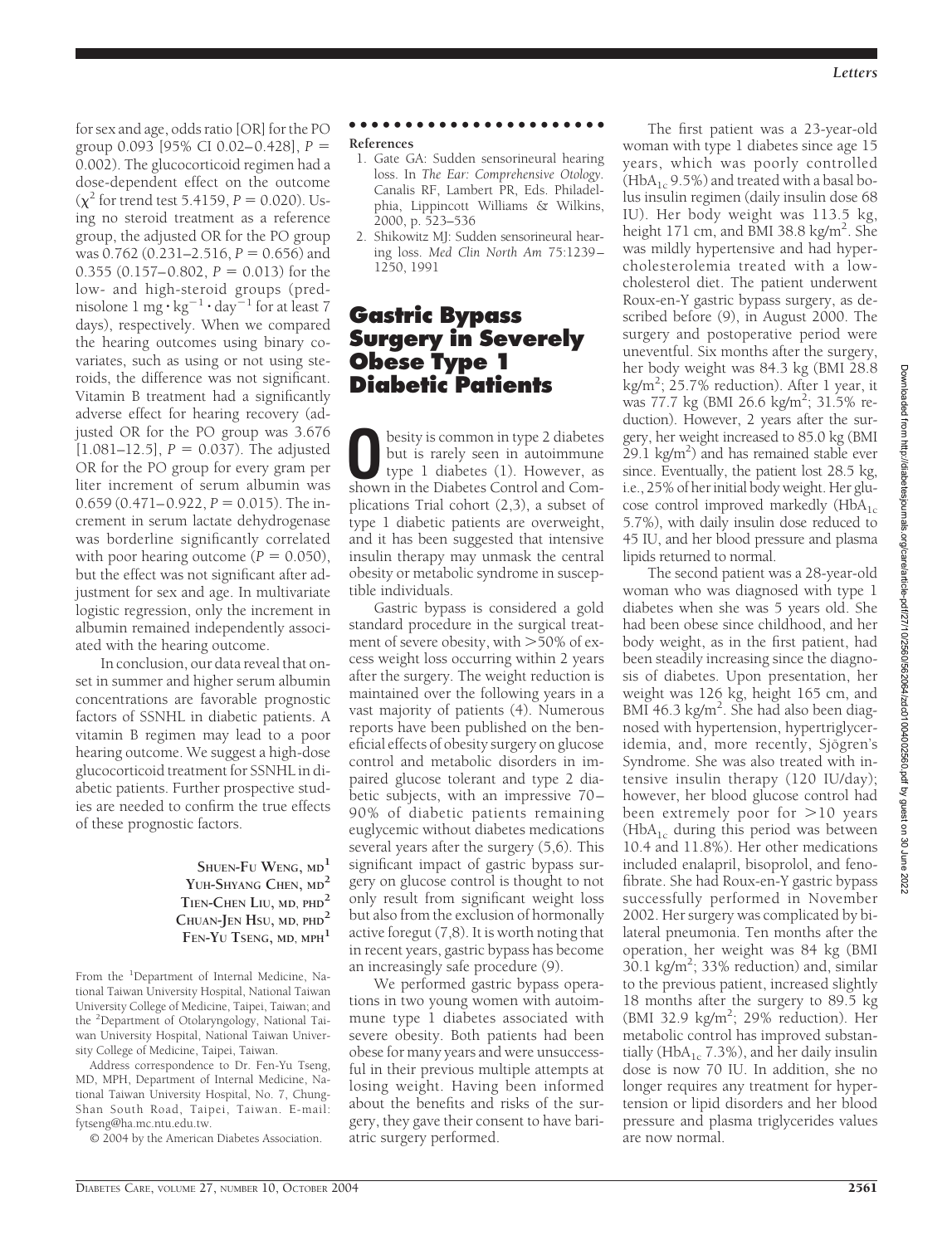for sex and age, odds ratio [OR] for the PO group 0.093 [95% CI 0.02–0.428], $P = 0.002$). The glucocorticoid regimen had a dose-dependent effect on the outcome ($\chi^2$ for trend test 5.4159, $P = 0.020$). Using no steroid treatment as a reference group, the adjusted OR for the PO group was 0.762 (0.231–2.516, $P = 0.656$) and 0.355 (0.157–0.802, $P = 0.013$) for the low- and high-steroid groups (prednisolone 1 $mg \cdot kg^{-1} \cdot day^{-1}$ for at least 7 days), respectively. When we compared the hearing outcomes using binary covariates, such as using or not using steroids, the difference was not significant. Vitamin B treatment had a significantly adverse effect for hearing recovery (adjusted OR for the PO group was 3.676 [1.081–12.5], $P = 0.037$). The adjusted OR for the PO group for every gram per liter increment of serum albumin was 0.659 (0.471–0.922, $P = 0.015$). The increment in serum lactate dehydrogenase was borderline significantly correlated with poor hearing outcome ($P = 0.050$), but the effect was not significant after adjustment for sex and age. In multivariate logistic regression, only the increment in albumin remained independently associated with the hearing outcome.

In conclusion, our data reveal that onset in summer and higher serum albumin concentrations are favorable prognostic factors of SSNHL in diabetic patients. A vitamin B regimen may lead to a poor hearing outcome. We suggest a high-dose glucocorticoid treatment for SSNHL in diabetic patients. Further prospective studies are needed to confirm the true effects of these prognostic factors.

**SHUEN-FU WENG, MD[1]**
**YUH-SHYANG CHEN, MD[2]**
**TIEN-CHEN LIU, MD, PHD[2]**
**CHUAN-JEN HSU, MD, PHD[2]**
**FEN-YU TSENG, MD, MPH[1]**

From the [1]Department of Internal Medicine, National Taiwan University Hospital, National Taiwan University College of Medicine, Taipei, Taiwan; and the [2]Department of Otolaryngology, National Taiwan University Hospital, National Taiwan University College of Medicine, Taipei, Taiwan.

Address correspondence to Dr. Fen-Yu Tseng, MD, MPH, Department of Internal Medicine, National Taiwan University Hospital, No. 7, Chung-Shan South Road, Taipei, Taiwan. E-mail: fytseng@ha.mc.ntu.edu.tw.

© 2004 by the American Diabetes Association.

**References**

1. Gate GA: Sudden sensorineural hearing loss. In *The Ear: Comprehensive Otology.* Canalis RF, Lambert PR, Eds. Philadelphia, Lippincott Williams & Wilkins, 2000, p. 523–536
2. Shikowitz MJ: Sudden sensorineural hearing loss. *Med Clin North Am* 75:1239–1250, 1991

# Gastric Bypass Surgery in Severely Obese Type 1 Diabetic Patients

Obesity is common in type 2 diabetes but is rarely seen in autoimmune type 1 diabetes (1). However, as shown in the Diabetes Control and Complications Trial cohort (2,3), a subset of type 1 diabetic patients are overweight, and it has been suggested that intensive insulin therapy may unmask the central obesity or metabolic syndrome in susceptible individuals.

Gastric bypass is considered a gold standard procedure in the surgical treatment of severe obesity, with >50% of excess weight loss occurring within 2 years after the surgery. The weight reduction is maintained over the following years in a vast majority of patients (4). Numerous reports have been published on the beneficial effects of obesity surgery on glucose control and metabolic disorders in impaired glucose tolerant and type 2 diabetic subjects, with an impressive 70–90% of diabetic patients remaining euglycemic without diabetes medications several years after the surgery (5,6). This significant impact of gastric bypass surgery on glucose control is thought to not only result from significant weight loss but also from the exclusion of hormonally active foregut (7,8). It is worth noting that in recent years, gastric bypass has become an increasingly safe procedure (9).

We performed gastric bypass operations in two young women with autoimmune type 1 diabetes associated with severe obesity. Both patients had been obese for many years and were unsuccessful in their previous multiple attempts at losing weight. Having been informed about the benefits and risks of the surgery, they gave their consent to have bariatric surgery performed.

The first patient was a 23-year-old woman with type 1 diabetes since age 15 years, which was poorly controlled ($HbA_{1c}$ 9.5%) and treated with a basal bolus insulin regimen (daily insulin dose 68 IU). Her body weight was 113.5 kg, height 171 cm, and BMI 38.8 $kg/m^2$. She was mildly hypertensive and had hypercholesterolemia treated with a low-cholesterol diet. The patient underwent Roux-en-Y gastric bypass surgery, as described before (9), in August 2000. The surgery and postoperative period were uneventful. Six months after the surgery, her body weight was 84.3 kg (BMI 28.8 $kg/m^2$; 25.7% reduction). After 1 year, it was 77.7 kg (BMI 26.6 $kg/m^2$; 31.5% reduction). However, 2 years after the surgery, her weight increased to 85.0 kg (BMI 29.1 $kg/m^2$) and has remained stable ever since. Eventually, the patient lost 28.5 kg, i.e., 25% of her initial body weight. Her glucose control improved markedly ($HbA_{1c}$ 5.7%), with daily insulin dose reduced to 45 IU, and her blood pressure and plasma lipids returned to normal.

The second patient was a 28-year-old woman who was diagnosed with type 1 diabetes when she was 5 years old. She had been obese since childhood, and her body weight, as in the first patient, had been steadily increasing since the diagnosis of diabetes. Upon presentation, her weight was 126 kg, height 165 cm, and BMI 46.3 $kg/m^2$. She had also been diagnosed with hypertension, hypertriglyceridemia, and, more recently, Sjögren's Syndrome. She was also treated with intensive insulin therapy (120 IU/day); however, her blood glucose control had been extremely poor for >10 years ($HbA_{1c}$ during this period was between 10.4 and 11.8%). Her other medications included enalapril, bisoprolol, and fenofibrate. She had Roux-en-Y gastric bypass successfully performed in November 2002. Her surgery was complicated by bilateral pneumonia. Ten months after the operation, her weight was 84 kg (BMI 30.1 $kg/m^2$; 33% reduction) and, similar to the previous patient, increased slightly 18 months after the surgery to 89.5 kg (BMI 32.9 $kg/m^2$; 29% reduction). Her metabolic control has improved substantially ($HbA_{1c}$ 7.3%), and her daily insulin dose is now 70 IU. In addition, she no longer requires any treatment for hypertension or lipid disorders and her blood pressure and plasma triglycerides values are now normal.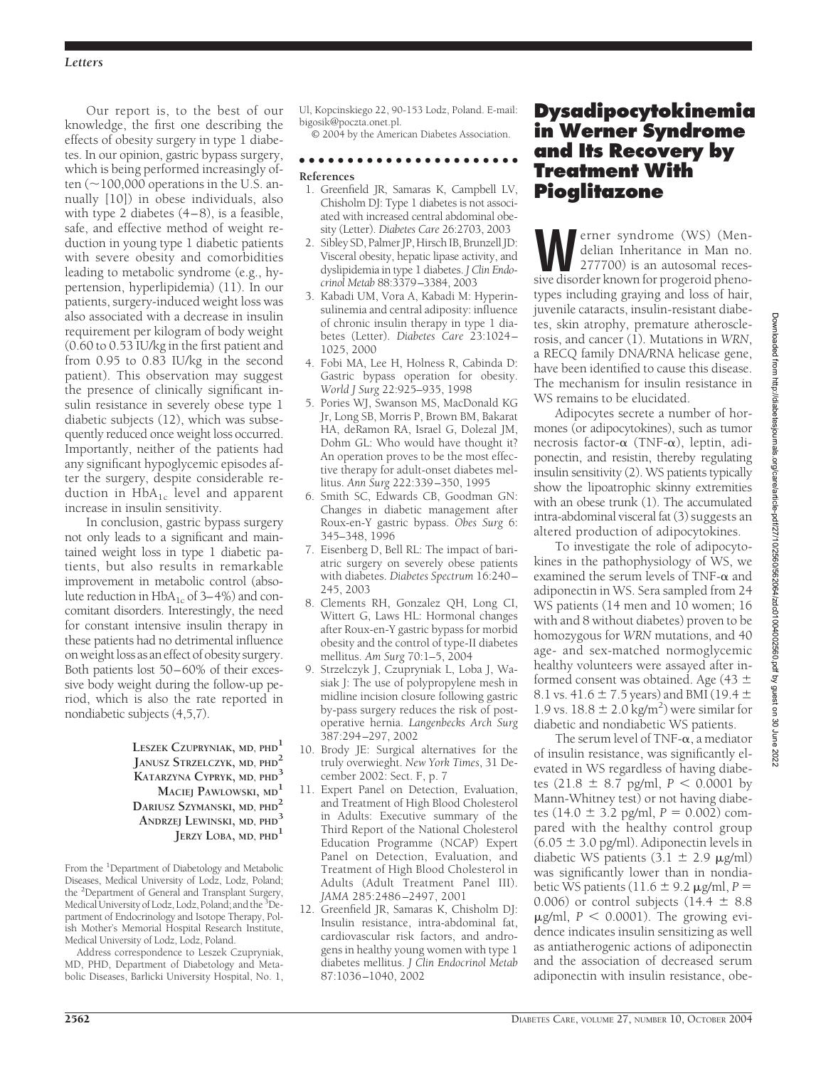Our report is, to the best of our knowledge, the first one describing the effects of obesity surgery in type 1 diabetes. In our opinion, gastric bypass surgery, which is being performed increasingly often (~100,000 operations in the U.S. annually [10]) in obese individuals, also with type 2 diabetes (4–8), is a feasible, safe, and effective method of weight reduction in young type 1 diabetic patients with severe obesity and comorbidities leading to metabolic syndrome (e.g., hypertension, hyperlipidemia) (11). In our patients, surgery-induced weight loss was also associated with a decrease in insulin requirement per kilogram of body weight (0.60 to 0.53 IU/kg in the first patient and from 0.95 to 0.83 IU/kg in the second patient). This observation may suggest the presence of clinically significant insulin resistance in severely obese type 1 diabetic subjects (12), which was subsequently reduced once weight loss occurred. Importantly, neither of the patients had any significant hypoglycemic episodes after the surgery, despite considerable reduction in $HbA_{1c}$ level and apparent increase in insulin sensitivity.

In conclusion, gastric bypass surgery not only leads to a significant and maintained weight loss in type 1 diabetic patients, but also results in remarkable improvement in metabolic control (absolute reduction in $HbA_{1c}$ of 3–4%) and concomitant disorders. Interestingly, the need for constant intensive insulin therapy in these patients had no detrimental influence on weight loss as an effect of obesity surgery. Both patients lost 50–60% of their excessive body weight during the follow-up period, which is also the rate reported in nondiabetic subjects (4,5,7).

LESZEK CZUPRYNIAK, MD, PHD[1]
JANUSZ STRZELCZYK, MD, PHD[2]
KATARZYNA CYPRYK, MD, PHD[3]
MACIEJ PAWLOWSKI, MD[1]
DARIUSZ SZYMANSKI, MD, PHD[2]
ANDRZEJ LEWINSKI, MD, PHD[3]
JERZY LOBA, MD, PHD[1]

From the [1]Department of Diabetology and Metabolic Diseases, Medical University of Lodz, Lodz, Poland; the [2]Department of General and Transplant Surgery, Medical University of Lodz, Lodz, Poland; and the [3]Department of Endocrinology and Isotope Therapy, Polish Mother's Memorial Hospital Research Institute, Medical University of Lodz, Lodz, Poland.

Address correspondence to Leszek Czupryniak, MD, PHD, Department of Diabetology and Metabolic Diseases, Barlicki University Hospital, No. 1, Ul, Kopcinskiego 22, 90-153 Lodz, Poland. E-mail: bigosik@poczta.onet.pl.

© 2004 by the American Diabetes Association.

**References**

1. Greenfield JR, Samaras K, Campbell LV, Chisholm DJ: Type 1 diabetes is not associated with increased central abdominal obesity (Letter). *Diabetes Care* 26:2703, 2003
2. Sibley SD, Palmer JP, Hirsch IB, Brunzell JD: Visceral obesity, hepatic lipase activity, and dyslipidemia in type 1 diabetes. *J Clin Endocrinol Metab* 88:3379–3384, 2003
3. Kabadi UM, Vora A, Kabadi M: Hyperinsulinemia and central adiposity: influence of chronic insulin therapy in type 1 diabetes (Letter). *Diabetes Care* 23:1024–1025, 2000
4. Fobi MA, Lee H, Holness R, Cabinda D: Gastric bypass operation for obesity. *World J Surg* 22:925–935, 1998
5. Pories WJ, Swanson MS, MacDonald KG Jr, Long SB, Morris P, Brown BM, Bakarat HA, deRamon RA, Israel G, Dolezal JM, Dohm GL: Who would have thought it? An operation proves to be the most effective therapy for adult-onset diabetes mellitus. *Ann Surg* 222:339–350, 1995
6. Smith SC, Edwards CB, Goodman GN: Changes in diabetic management after Roux-en-Y gastric bypass. *Obes Surg* 6: 345–348, 1996
7. Eisenberg D, Bell RL: The impact of bariatric surgery on severely obese patients with diabetes. *Diabetes Spectrum* 16:240–245, 2003
8. Clements RH, Gonzalez QH, Long CI, Wittert G, Laws HL: Hormonal changes after Roux-en-Y gastric bypass for morbid obesity and the control of type-II diabetes mellitus. *Am Surg* 70:1–5, 2004
9. Strzelczyk J, Czupryniak L, Loba J, Wasiak J: The use of polypropylene mesh in midline incision closure following gastric by-pass surgery reduces the risk of postoperative hernia. *Langenbecks Arch Surg* 387:294–297, 2002
10. Brody JE: Surgical alternatives for the truly overwieght. *New York Times*, 31 December 2002: Sect. F, p. 7
11. Expert Panel on Detection, Evaluation, and Treatment of High Blood Cholesterol in Adults: Executive summary of the Third Report of the National Cholesterol Education Programme (NCAP) Expert Panel on Detection, Evaluation, and Treatment of High Blood Cholesterol in Adults (Adult Treatment Panel III). *JAMA* 285:2486–2497, 2001
12. Greenfield JR, Samaras K, Chisholm DJ: Insulin resistance, intra-abdominal fat, cardiovascular risk factors, and androgens in healthy young women with type 1 diabetes mellitus. *J Clin Endocrinol Metab* 87:1036–1040, 2002

# Dysadipocytokinemia in Werner Syndrome and Its Recovery by Treatment With Pioglitazone

Werner syndrome (WS) (Mendelian Inheritance in Man no. 277700) is an autosomal recessive disorder known for progeroid phenotypes including graying and loss of hair, juvenile cataracts, insulin-resistant diabetes, skin atrophy, premature atherosclerosis, and cancer (1). Mutations in *WRN*, a RECQ family DNA/RNA helicase gene, have been identified to cause this disease. The mechanism for insulin resistance in WS remains to be elucidated.

Adipocytes secrete a number of hormones (or adipocytokines), such as tumor necrosis factor-α (TNF-α), leptin, adiponectin, and resistin, thereby regulating insulin sensitivity (2). WS patients typically show the lipoatrophic skinny extremities with an obese trunk (1). The accumulated intra-abdominal visceral fat (3) suggests an altered production of adipocytokines.

To investigate the role of adipocytokines in the pathophysiology of WS, we examined the serum levels of TNF-α and adiponectin in WS. Sera sampled from 24 WS patients (14 men and 10 women; 16 with and 8 without diabetes) proven to be homozygous for *WRN* mutations, and 40 age- and sex-matched normoglycemic healthy volunteers were assayed after informed consent was obtained. Age (43 ± 8.1 vs. 41.6 ± 7.5 years) and BMI (19.4 ± 1.9 vs. 18.8 ± 2.0 $kg/m^2$) were similar for diabetic and nondiabetic WS patients.

The serum level of TNF-α, a mediator of insulin resistance, was significantly elevated in WS regardless of having diabetes (21.8 ± 8.7 pg/ml, $P < 0.0001$ by Mann-Whitney test) or not having diabetes (14.0 ± 3.2 pg/ml, $P = 0.002$) compared with the healthy control group (6.05 ± 3.0 pg/ml). Adiponectin levels in diabetic WS patients (3.1 ± 2.9 μg/ml) was significantly lower than in nondiabetic WS patients (11.6 ± 9.2 μg/ml, $P = 0.006$) or control subjects (14.4 ± 8.8 μg/ml, $P < 0.0001$). The growing evidence indicates insulin sensitizing as well as antiatherogenic actions of adiponectin and the association of decreased serum adiponectin with insulin resistance, obe-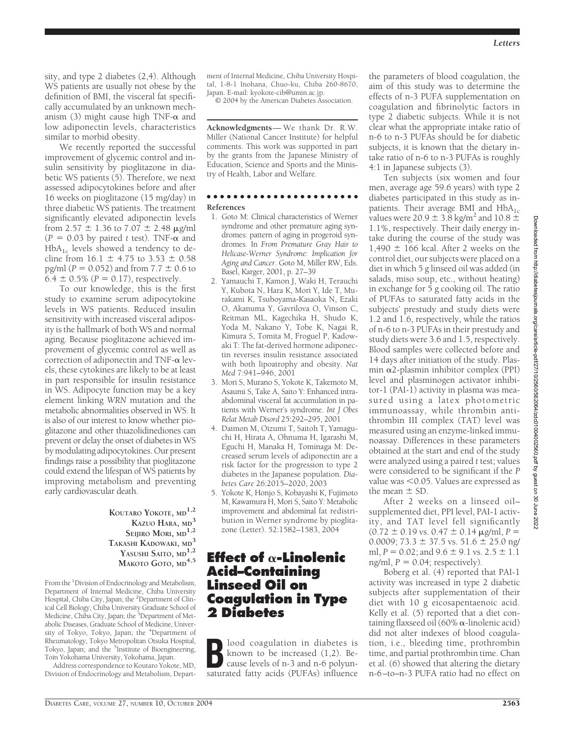sity, and type 2 diabetes (2,4). Although WS patients are usually not obese by the definition of BMI, the visceral fat specifically accumulated by an unknown mechanism (3) might cause high TNF-α and low adiponectin levels, characteristics similar to morbid obesity.

We recently reported the successful improvement of glycemic control and insulin sensitivity by pioglitazone in diabetic WS patients (5). Therefore, we next assessed adipocytokines before and after 16 weeks on pioglitazone (15 mg/day) in three diabetic WS patients. The treatment significantly elevated adiponectin levels from 2.57 ± 1.36 to 7.07 ± 2.48 μg/ml ($P = 0.03$ by paired $t$ test). TNF-α and $HbA_{1c}$ levels showed a tendency to decline from 16.1 ± 4.75 to 3.53 ± 0.58 pg/ml ($P = 0.052$) and from 7.7 ± 0.6 to 6.4 ± 0.5% ($P = 0.17$), respectively.

To our knowledge, this is the first study to examine serum adipocytokine levels in WS patients. Reduced insulin sensitivity with increased visceral adiposity is the hallmark of both WS and normal aging. Because pioglitazone achieved improvement of glycemic control as well as correction of adiponectin and TNF-α levels, these cytokines are likely to be at least in part responsible for insulin resistance in WS. Adipocyte function may be a key element linking *WRN* mutation and the metabolic abnormalities observed in WS. It is also of our interest to know whether pioglitazone and other thiazolidinediones can prevent or delay the onset of diabetes in WS by modulating adipocytokines. Our present findings raise a possibility that pioglitazone could extend the lifespan of WS patients by improving metabolism and preventing early cardiovascular death.

**Koutaro Yokote, md[1,2]**
**Kazuo Hara, md[3]**
**Seijiro Mori, md[1,2]**
**Takashi Kadowaki, md[3]**
**Yasushi Saito, md[1,2]**
**Makoto Goto, md[4,5]**

From the [1]Division of Endocrinology and Metabolism, Department of Internal Medicine, Chiba University Hospital, Chiba City, Japan; the [2]Department of Clinical Cell Biology, Chiba University Graduate School of Medicine, Chiba City, Japan; the [3]Department of Metabolic Diseases, Graduate School of Medicine, University of Tokyo, Tokyo, Japan; the [4]Department of Rheumatology, Tokyo Metropolitan Otsuka Hospital, Tokyo, Japan; and the [5]Institute of Bioengineering, Toin Yokohama University, Yokohama, Japan.

Address correspondence to Koutaro Yokote, MD, Division of Endocrinology and Metabolism, Department of Internal Medicine, Chiba University Hospital, 1-8-1 Inohana, Chuo-ku, Chiba 260-8670, Japan. E-mail: kyokote-cib@umin.ac.jp.

© 2004 by the American Diabetes Association.

**Acknowledgments**— We thank Dr. R.W. Miller (National Cancer Institute) for helpful comments. This work was supported in part by the grants from the Japanese Ministry of Education, Science and Sports and the Ministry of Health, Labor and Welfare.

## References

1. Goto M: Clinical characteristics of Werner syndrome and other premature aging syndromes: pattern of aging in progeroid syndromes. In *From Premature Gray Hair to Helicase-Werner Syndrome: Implication for Aging and Cancer*. Goto M, Miller RW, Eds. Basel, Karger, 2001, p. 27–39
2. Yamauchi T, Kamon J, Waki H, Terauchi Y, Kubota N, Hara K, Mori Y, Ide T, Murakami K, Tsuboyama-Kasaoka N, Ezaki O, Akanuma Y, Gavrilova O, Vinson C, Reitman ML, Kagechika H, Shudo K, Yoda M, Nakano Y, Tobe K, Nagai R, Kimura S, Tomita M, Froguel P, Kadowaki T: The fat-derived hormone adiponectin reverses insulin resistance associated with both lipoatrophy and obesity. *Nat Med* 7:941–946, 2001
3. Mori S, Murano S, Yokote K, Takemoto M, Asaumi S, Take A, Saito Y: Enhanced intra-abdominal visceral fat accumulation in patients with Werner's syndrome. *Int J Obes Relat Metab Disord* 25:292–295, 2001
4. Daimon M, Oizumi T, Saitoh T, Yamaguchi H, Hirata A, Ohnuma H, Igarashi M, Eguchi H, Manaka H, Tominaga M: Decreased serum levels of adiponectin are a risk factor for the progression to type 2 diabetes in the Japanese population. *Diabetes Care* 26:2015–2020, 2003
5. Yokote K, Honjo S, Kobayashi K, Fujimoto M, Kawamura H, Mori S, Saito Y: Metabolic improvement and abdominal fat redistribution in Werner syndrome by pioglitazone (Letter). 52:1582–1583, 2004

# Effect of α-Linolenic Acid–Containing Linseed Oil on Coagulation in Type 2 Diabetes

Blood coagulation in diabetes is known to be increased (1,2). Because levels of n-3 and n-6 polyunsaturated fatty acids (PUFAs) influence the parameters of blood coagulation, the aim of this study was to determine the effects of n-3 PUFA supplementation on coagulation and fibrinolytic factors in type 2 diabetic subjects. While it is not clear what the appropriate intake ratio of n-6 to n-3 PUFAs should be for diabetic subjects, it is known that the dietary intake ratio of n-6 to n-3 PUFAs is roughly 4:1 in Japanese subjects (3).

Ten subjects (six women and four men, average age 59.6 years) with type 2 diabetes participated in this study as inpatients. Their average BMI and $HbA_{1c}$ values were 20.9 ± 3.8 $kg/m^2$ and 10.8 ± 1.1%, respectively. Their daily energy intake during the course of the study was 1,490 ± 166 kcal. After 2 weeks on the control diet, our subjects were placed on a diet in which 5 g linseed oil was added (in salads, miso soup, etc., without heating) in exchange for 5 g cooking oil. The ratio of PUFAs to saturated fatty acids in the subjects' prestudy and study diets were 1.2 and 1.6, respectively, while the ratios of n-6 to n-3 PUFAs in their prestudy and study diets were 3.6 and 1.5, respectively. Blood samples were collected before and 14 days after initiation of the study. Plasmin α2-plasmin inhibitor complex (PPI) level and plasminogen activator inhibitor-1 (PAI-1) activity in plasma was measured using a latex photometric immunoassay, while thrombin antithrombin III complex (TAT) level was measured using an enzyme-linked immunoassay. Differences in these parameters obtained at the start and end of the study were analyzed using a paired $t$ test; values were considered to be significant if the $P$ value was <0.05. Values are expressed as the mean ± SD.

After 2 weeks on a linseed oil–supplemented diet, PPI level, PAI-1 activity, and TAT level fell significantly (0.72 ± 0.19 vs. 0.47 ± 0.14 μg/ml, $P = 0.0009$; 73.3 ± 37.5 vs. 51.6 ± 25.0 ng/ml, $P = 0.02$; and 9.6 ± 9.1 vs. 2.5 ± 1.1 ng/ml, $P = 0.04$; respectively).

Boberg et al. (4) reported that PAI-1 activity was increased in type 2 diabetic subjects after supplementation of their diet with 10 g eicosapentaenoic acid. Kelly et al. (5) reported that a diet containing flaxseed oil (60% α-linolenic acid) did not alter indexes of blood coagulation, i.e., bleeding time, prothrombin time, and partial prothrombin time. Chan et al. (6) showed that altering the dietary n-6–to–n-3 PUFA ratio had no effect on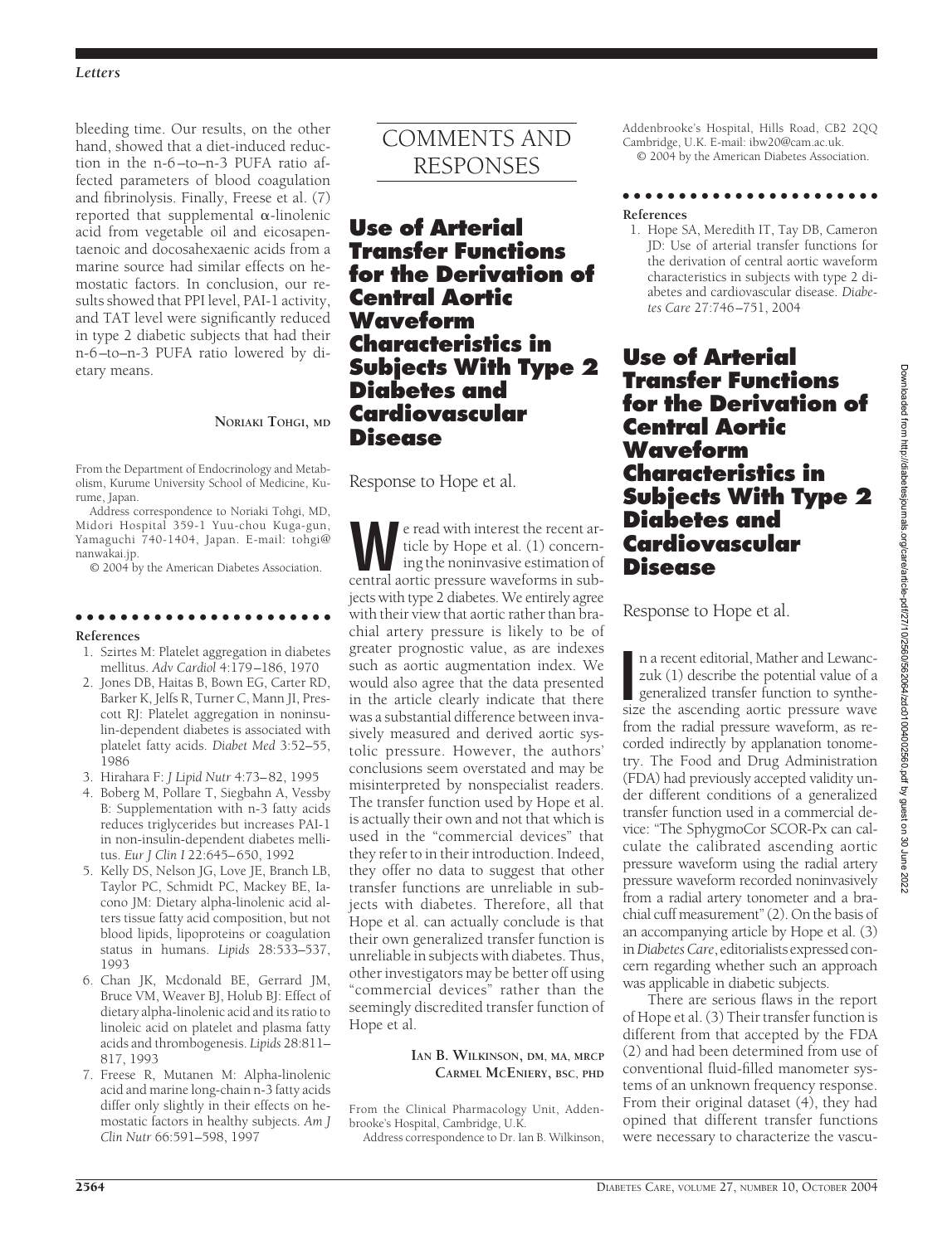bleeding time. Our results, on the other hand, showed that a diet-induced reduction in the n-6–to–n-3 PUFA ratio affected parameters of blood coagulation and fibrinolysis. Finally, Freese et al. (7) reported that supplemental α-linolenic acid from vegetable oil and eicosapentaenoic and docosahexaenoic acids from a marine source had similar effects on hemostatic factors. In conclusion, our results showed that PPI level, PAI-1 activity, and TAT level were significantly reduced in type 2 diabetic subjects that had their n-6–to–n-3 PUFA ratio lowered by dietary means.

**NORIAKI TOHGI, MD**

From the Department of Endocrinology and Metabolism, Kurume University School of Medicine, Kurume, Japan.

Address correspondence to Noriaki Tohgi, MD, Midori Hospital 359-1 Yuu-chou Kuga-gun, Yamaguchi 740-1404, Japan. E-mail: tohgi@nanwakai.jp.

© 2004 by the American Diabetes Association.

#### References

1. Szirtes M: Platelet aggregation in diabetes mellitus. *Adv Cardiol* 4:179–186, 1970
2. Jones DB, Haitas B, Bown EG, Carter RD, Barker K, Jelfs R, Turner C, Mann JI, Prescott RJ: Platelet aggregation in noninsulin-dependent diabetes is associated with platelet fatty acids. *Diabet Med* 3:52–55, 1986
3. Hirahara F: *J Lipid Nutr* 4:73–82, 1995
4. Boberg M, Pollare T, Siegbahn A, Vessby B: Supplementation with n-3 fatty acids reduces triglycerides but increases PAI-1 in non-insulin-dependent diabetes mellitus. *Eur J Clin I* 22:645–650, 1992
5. Kelly DS, Nelson JG, Love JE, Branch LB, Taylor PC, Schmidt PC, Mackey BE, Iacono JM: Dietary alpha-linolenic acid alters tissue fatty acid composition, but not blood lipids, lipoproteins or coagulation status in humans. *Lipids* 28:533–537, 1993
6. Chan JK, Mcdonald BE, Gerrard JM, Bruce VM, Weaver BJ, Holub BJ: Effect of dietary alpha-linolenic acid and its ratio to linoleic acid on platelet and plasma fatty acids and thrombogenesis. *Lipids* 28:811–817, 1993
7. Freese R, Mutanen M: Alpha-linolenic acid and marine long-chain n-3 fatty acids differ only slightly in their effects on hemostatic factors in healthy subjects. *Am J Clin Nutr* 66:591–598, 1997

# COMMENTS AND RESPONSES

## Use of Arterial Transfer Functions for the Derivation of Central Aortic Waveform Characteristics in Subjects With Type 2 Diabetes and Cardiovascular Disease

Response to Hope et al.

We read with interest the recent article by Hope et al. (1) concerning the noninvasive estimation of central aortic pressure waveforms in subjects with type 2 diabetes. We entirely agree with their view that aortic rather than brachial artery pressure is likely to be of greater prognostic value, as are indexes such as aortic augmentation index. We would also agree that the data presented in the article clearly indicate that there was a substantial difference between invasively measured and derived aortic systolic pressure. However, the authors' conclusions seem overstated and may be misinterpreted by nonspecialist readers. The transfer function used by Hope et al. is actually their own and not that which is used in the "commercial devices" that they refer to in their introduction. Indeed, they offer no data to suggest that other transfer functions are unreliable in subjects with diabetes. Therefore, all that Hope et al. can actually conclude is that their own generalized transfer function is unreliable in subjects with diabetes. Thus, other investigators may be better off using "commercial devices" rather than the seemingly discredited transfer function of Hope et al.

**IAN B. WILKINSON, DM, MA, MRCP**
**CARMEL MCENIERY, BSC, PHD**

From the Clinical Pharmacology Unit, Addenbrooke's Hospital, Cambridge, U.K.

Address correspondence to Dr. Ian B. Wilkinson, Addenbrooke's Hospital, Hills Road, CB2 2QQ Cambridge, U.K. E-mail: ibw20@cam.ac.uk.

© 2004 by the American Diabetes Association.

#### References

1. Hope SA, Meredith IT, Tay DB, Cameron JD: Use of arterial transfer functions for the derivation of central aortic waveform characteristics in subjects with type 2 diabetes and cardiovascular disease. *Diabetes Care* 27:746–751, 2004

## Use of Arterial Transfer Functions for the Derivation of Central Aortic Waveform Characteristics in Subjects With Type 2 Diabetes and Cardiovascular Disease

Response to Hope et al.

In a recent editorial, Mather and Lewanczuk (1) describe the potential value of a generalized transfer function to synthesize the ascending aortic pressure wave from the radial pressure waveform, as recorded indirectly by applanation tonometry. The Food and Drug Administration (FDA) had previously accepted validity under different conditions of a generalized transfer function used in a commercial device: "The SphygmoCor SCOR-Px can calculate the calibrated ascending aortic pressure waveform using the radial artery pressure waveform recorded noninvasively from a radial artery tonometer and a brachial cuff measurement" (2). On the basis of an accompanying article by Hope et al. (3) in *Diabetes Care*, editorialists expressed concern regarding whether such an approach was applicable in diabetic subjects.

There are serious flaws in the report of Hope et al. (3) Their transfer function is different from that accepted by the FDA (2) and had been determined from use of conventional fluid-filled manometer systems of an unknown frequency response. From their original dataset (4), they had opined that different transfer functions were necessary to characterize the vascu-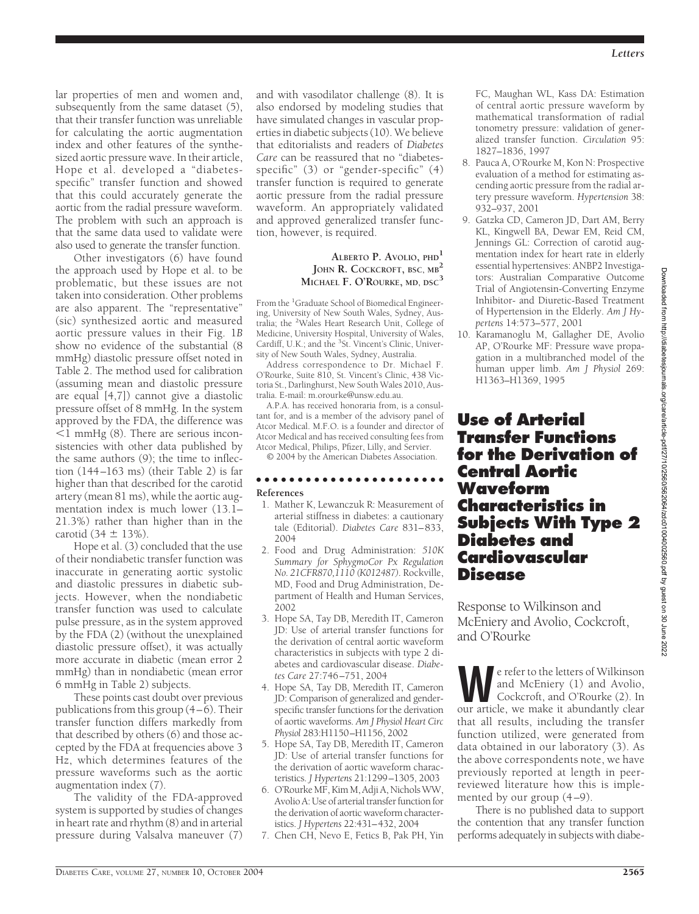lar properties of men and women and, subsequently from the same dataset (5), that their transfer function was unreliable for calculating the aortic augmentation index and other features of the synthesized aortic pressure wave. In their article, Hope et al. developed a "diabetes-specific" transfer function and showed that this could accurately generate the aortic from the radial pressure waveform. The problem with such an approach is that the same data used to validate were also used to generate the transfer function.

Other investigators (6) have found the approach used by Hope et al. to be problematic, but these issues are not taken into consideration. Other problems are also apparent. The "representative" (sic) synthesized aortic and measured aortic pressure values in their Fig. 1*B* show no evidence of the substantial (8 mmHg) diastolic pressure offset noted in Table 2. The method used for calibration (assuming mean and diastolic pressure are equal [4,7]) cannot give a diastolic pressure offset of 8 mmHg. In the system approved by the FDA, the difference was <1 mmHg (8). There are serious inconsistencies with other data published by the same authors (9); the time to inflection (144–163 ms) (their Table 2) is far higher than that described for the carotid artery (mean 81 ms), while the aortic augmentation index is much lower (13.1–21.3%) rather than higher than in the carotid (34 ± 13%).

Hope et al. (3) concluded that the use of their nondiabetic transfer function was inaccurate in generating aortic systolic and diastolic pressures in diabetic subjects. However, when the nondiabetic transfer function was used to calculate pulse pressure, as in the system approved by the FDA (2) (without the unexplained diastolic pressure offset), it was actually more accurate in diabetic (mean error 2 mmHg) than in nondiabetic (mean error 6 mmHg in Table 2) subjects.

These points cast doubt over previous publications from this group (4–6). Their transfer function differs markedly from that described by others (6) and those accepted by the FDA at frequencies above 3 Hz, which determines features of the pressure waveforms such as the aortic augmentation index (7).

The validity of the FDA-approved system is supported by studies of changes in heart rate and rhythm (8) and in arterial pressure during Valsalva maneuver (7) and with vasodilator challenge (8). It is also endorsed by modeling studies that have simulated changes in vascular properties in diabetic subjects (10). We believe that editorialists and readers of *Diabetes Care* can be reassured that no "diabetes-specific" (3) or "gender-specific" (4) transfer function is required to generate aortic pressure from the radial pressure waveform. An appropriately validated and approved generalized transfer function, however, is required.

**Alberto P. Avolio, PhD**[1]
**John R. Cockcroft, BSc, MB**[2]
**Michael F. O'Rourke, MD, DSc**[3]

From the [1]Graduate School of Biomedical Engineering, University of New South Wales, Sydney, Australia; the [2]Wales Heart Research Unit, College of Medicine, University Hospital, University of Wales, Cardiff, U.K.; and the [3]St. Vincent's Clinic, University of New South Wales, Sydney, Australia.

Address correspondence to Dr. Michael F. O'Rourke, Suite 810, St. Vincent's Clinic, 438 Victoria St., Darlinghurst, New South Wales 2010, Australia. E-mail: m.orourke@unsw.edu.au.

A.P.A. has received honoraria from, is a consultant for, and is a member of the advisory panel of Atcor Medical. M.F.O. is a founder and director of Atcor Medical and has received consulting fees from Atcor Medical, Philips, Pfizer, Lilly, and Servier.

© 2004 by the American Diabetes Association.

### References

1. Mather K, Lewanczuk R: Measurement of arterial stiffness in diabetes: a cautionary tale (Editorial). *Diabetes Care* 831–833, 2004
2. Food and Drug Administration: *510K Summary for SphygmoCor Px Regulation No. 21CFR870,1110 (K012487)*. Rockville, MD, Food and Drug Administration, Department of Health and Human Services, 2002
3. Hope SA, Tay DB, Meredith IT, Cameron JD: Use of arterial transfer functions for the derivation of central aortic waveform characteristics in subjects with type 2 diabetes and cardiovascular disease. *Diabetes Care* 27:746–751, 2004
4. Hope SA, Tay DB, Meredith IT, Cameron JD: Comparison of generalized and gender-specific transfer functions for the derivation of aortic waveforms. *Am J Physiol Heart Circ Physiol* 283:H1150–H1156, 2002
5. Hope SA, Tay DB, Meredith IT, Cameron JD: Use of arterial transfer functions for the derivation of aortic waveform characteristics. *J Hypertens* 21:1299–1305, 2003
6. O'Rourke MF, Kim M, Adji A, Nichols WW, Avolio A: Use of arterial transfer function for the derivation of aortic waveform characteristics. *J Hypertens* 22:431–432, 2004
7. Chen CH, Nevo E, Fetics B, Pak PH, Yin FC, Maughan WL, Kass DA: Estimation of central aortic pressure waveform by mathematical transformation of radial tonometry pressure: validation of generalized transfer function. *Circulation* 95: 1827–1836, 1997
8. Pauca A, O'Rourke M, Kon N: Prospective evaluation of a method for estimating ascending aortic pressure from the radial artery pressure waveform. *Hypertension* 38: 932–937, 2001
9. Gatzka CD, Cameron JD, Dart AM, Berry KL, Kingwell BA, Dewar EM, Reid CM, Jennings GL: Correction of carotid augmentation index for heart rate in elderly essential hypertensives: ANBP2 Investigators: Australian Comparative Outcome Trial of Angiotensin-Converting Enzyme Inhibitor- and Diuretic-Based Treatment of Hypertension in the Elderly. *Am J Hypertens* 14:573–577, 2001
10. Karamanoglu M, Gallagher DE, Avolio AP, O'Rourke MF: Pressure wave propagation in a multibranched model of the human upper limb. *Am J Physiol* 269: H1363–H1369, 1995

# Use of Arterial Transfer Functions for the Derivation of Central Aortic Waveform Characteristics in Subjects With Type 2 Diabetes and Cardiovascular Disease

Response to Wilkinson and McEniery and Avolio, Cockcroft, and O'Rourke

We refer to the letters of Wilkinson and McEniery (1) and Avolio, Cockcroft, and O'Rourke (2). In our article, we make it abundantly clear that all results, including the transfer function utilized, were generated from data obtained in our laboratory (3). As the above correspondents note, we have previously reported at length in peer-reviewed literature how this is implemented by our group (4–9).

There is no published data to support the contention that any transfer function performs adequately in subjects with diabe-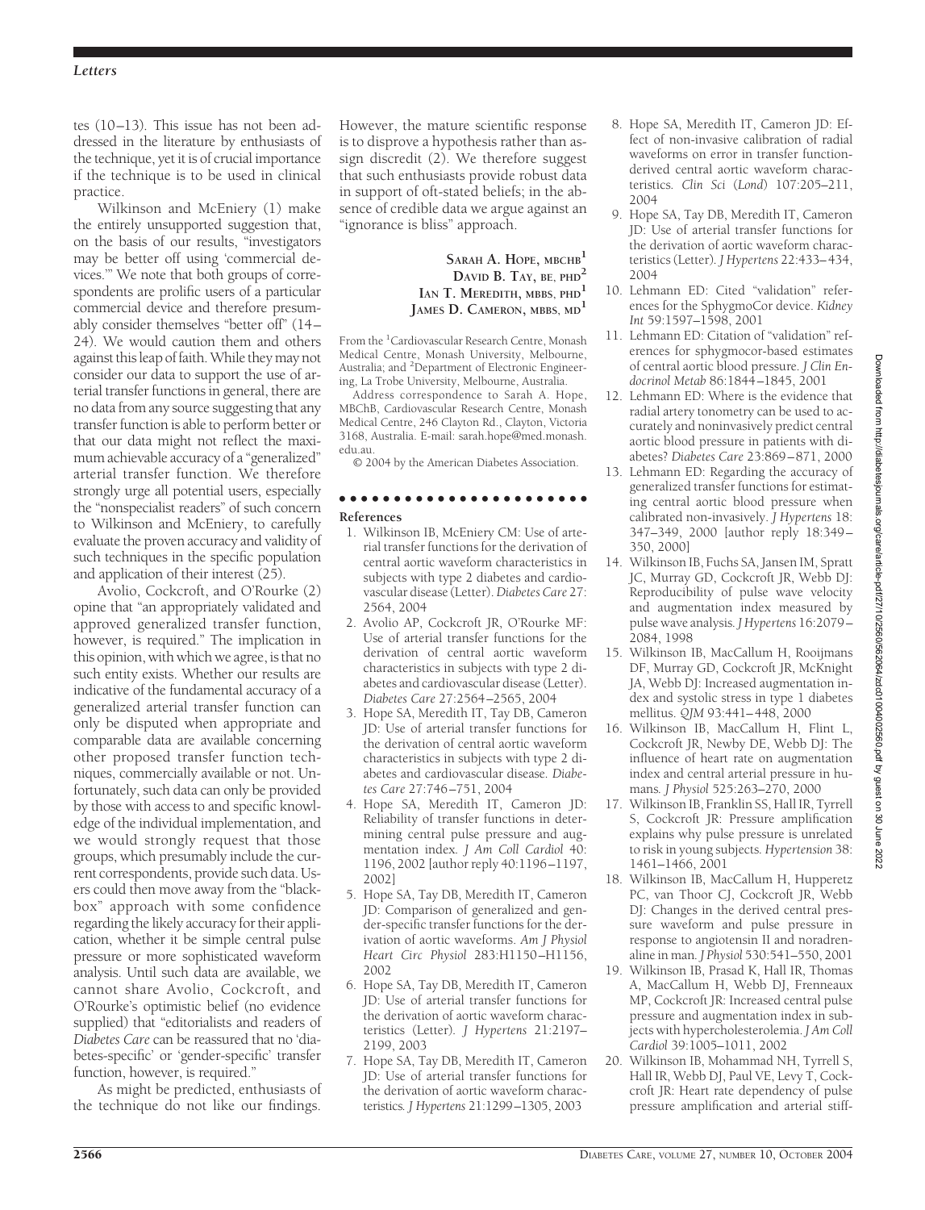tes (10–13). This issue has not been addressed in the literature by enthusiasts of the technique, yet it is of crucial importance if the technique is to be used in clinical practice.

Wilkinson and McEniery (1) make the entirely unsupported suggestion that, on the basis of our results, "investigators may be better off using 'commercial devices.'" We note that both groups of correspondents are prolific users of a particular commercial device and therefore presumably consider themselves "better off" (14–24). We would caution them and others against this leap of faith. While they may not consider our data to support the use of arterial transfer functions in general, there are no data from any source suggesting that any transfer function is able to perform better or that our data might not reflect the maximum achievable accuracy of a "generalized" arterial transfer function. We therefore strongly urge all potential users, especially the "nonspecialist readers" of such concern to Wilkinson and McEniery, to carefully evaluate the proven accuracy and validity of such techniques in the specific population and application of their interest (25).

Avolio, Cockcroft, and O'Rourke (2) opine that "an appropriately validated and approved generalized transfer function, however, is required." The implication in this opinion, with which we agree, is that no such entity exists. Whether our results are indicative of the fundamental accuracy of a generalized arterial transfer function can only be disputed when appropriate and comparable data are available concerning other proposed transfer function techniques, commercially available or not. Unfortunately, such data can only be provided by those with access to and specific knowledge of the individual implementation, and we would strongly request that those groups, which presumably include the current correspondents, provide such data. Users could then move away from the "black-box" approach with some confidence regarding the likely accuracy for their application, whether it be simple central pulse pressure or more sophisticated waveform analysis. Until such data are available, we cannot share Avolio, Cockcroft, and O'Rourke's optimistic belief (no evidence supplied) that "editorialists and readers of *Diabetes Care* can be reassured that no 'diabetes-specific' or 'gender-specific' transfer function, however, is required."

As might be predicted, enthusiasts of the technique do not like our findings. However, the mature scientific response is to disprove a hypothesis rather than assign discredit (2). We therefore suggest that such enthusiasts provide robust data in support of oft-stated beliefs; in the absence of credible data we argue against an "ignorance is bliss" approach.

**Sarah A. Hope, mbchb[1]**
**David B. Tay, be, phd[2]**
**Ian T. Meredith, mbbs, phd[1]**
**James D. Cameron, mbbs, md[1]**

From the [1]Cardiovascular Research Centre, Monash Medical Centre, Monash University, Melbourne, Australia; and [2]Department of Electronic Engineering, La Trobe University, Melbourne, Australia.

Address correspondence to Sarah A. Hope, MBChB, Cardiovascular Research Centre, Monash Medical Centre, 246 Clayton Rd., Clayton, Victoria 3168, Australia. E-mail: sarah.hope@med.monash.edu.au.

© 2004 by the American Diabetes Association.

### References

1. Wilkinson IB, McEniery CM: Use of arterial transfer functions for the derivation of central aortic waveform characteristics in subjects with type 2 diabetes and cardiovascular disease (Letter). *Diabetes Care* 27: 2564, 2004
2. Avolio AP, Cockcroft JR, O'Rourke MF: Use of arterial transfer functions for the derivation of central aortic waveform characteristics in subjects with type 2 diabetes and cardiovascular disease (Letter). *Diabetes Care* 27:2564–2565, 2004
3. Hope SA, Meredith IT, Tay DB, Cameron JD: Use of arterial transfer functions for the derivation of central aortic waveform characteristics in subjects with type 2 diabetes and cardiovascular disease. *Diabetes Care* 27:746–751, 2004
4. Hope SA, Meredith IT, Cameron JD: Reliability of transfer functions in determining central pulse pressure and augmentation index. *J Am Coll Cardiol* 40: 1196, 2002 [author reply 40:1196–1197, 2002]
5. Hope SA, Tay DB, Meredith IT, Cameron JD: Comparison of generalized and gender-specific transfer functions for the derivation of aortic waveforms. *Am J Physiol Heart Circ Physiol* 283:H1150–H1156, 2002
6. Hope SA, Tay DB, Meredith IT, Cameron JD: Use of arterial transfer functions for the derivation of aortic waveform characteristics (Letter). *J Hypertens* 21:2197–2199, 2003
7. Hope SA, Tay DB, Meredith IT, Cameron JD: Use of arterial transfer functions for the derivation of aortic waveform characteristics. *J Hypertens* 21:1299–1305, 2003
8. Hope SA, Meredith IT, Cameron JD: Effect of non-invasive calibration of radial waveforms on error in transfer function-derived central aortic waveform characteristics. *Clin Sci (Lond)* 107:205–211, 2004
9. Hope SA, Tay DB, Meredith IT, Cameron JD: Use of arterial transfer functions for the derivation of aortic waveform characteristics (Letter). *J Hypertens* 22:433–434, 2004
10. Lehmann ED: Cited "validation" references for the SphygmoCor device. *Kidney Int* 59:1597–1598, 2001
11. Lehmann ED: Citation of "validation" references for sphygmocor-based estimates of central aortic blood pressure. *J Clin Endocrinol Metab* 86:1844–1845, 2001
12. Lehmann ED: Where is the evidence that radial artery tonometry can be used to accurately and noninvasively predict central aortic blood pressure in patients with diabetes? *Diabetes Care* 23:869–871, 2000
13. Lehmann ED: Regarding the accuracy of generalized transfer functions for estimating central aortic blood pressure when calibrated non-invasively. *J Hypertens* 18: 347–349, 2000 [author reply 18:349–350, 2000]
14. Wilkinson IB, Fuchs SA, Jansen IM, Spratt JC, Murray GD, Cockcroft JR, Webb DJ: Reproducibility of pulse wave velocity and augmentation index measured by pulse wave analysis. *J Hypertens* 16:2079–2084, 1998
15. Wilkinson IB, MacCallum H, Rooijmans DF, Murray GD, Cockcroft JR, McKnight JA, Webb DJ: Increased augmentation index and systolic stress in type 1 diabetes mellitus. *QJM* 93:441–448, 2000
16. Wilkinson IB, MacCallum H, Flint L, Cockcroft JR, Newby DE, Webb DJ: The influence of heart rate on augmentation index and central arterial pressure in humans. *J Physiol* 525:263–270, 2000
17. Wilkinson IB, Franklin SS, Hall IR, Tyrrell S, Cockcroft JR: Pressure amplification explains why pulse pressure is unrelated to risk in young subjects. *Hypertension* 38: 1461–1466, 2001
18. Wilkinson IB, MacCallum H, Hupperetz PC, van Thoor CJ, Cockcroft JR, Webb DJ: Changes in the derived central pressure waveform and pulse pressure in response to angiotensin II and noradrenaline in man. *J Physiol* 530:541–550, 2001
19. Wilkinson IB, Prasad K, Hall IR, Thomas A, MacCallum H, Webb DJ, Frenneaux MP, Cockcroft JR: Increased central pulse pressure and augmentation index in subjects with hypercholesterolemia. *J Am Coll Cardiol* 39:1005–1011, 2002
20. Wilkinson IB, Mohammad NH, Tyrrell S, Hall IR, Webb DJ, Paul VE, Levy T, Cockcroft JR: Heart rate dependency of pulse pressure amplification and arterial stiff-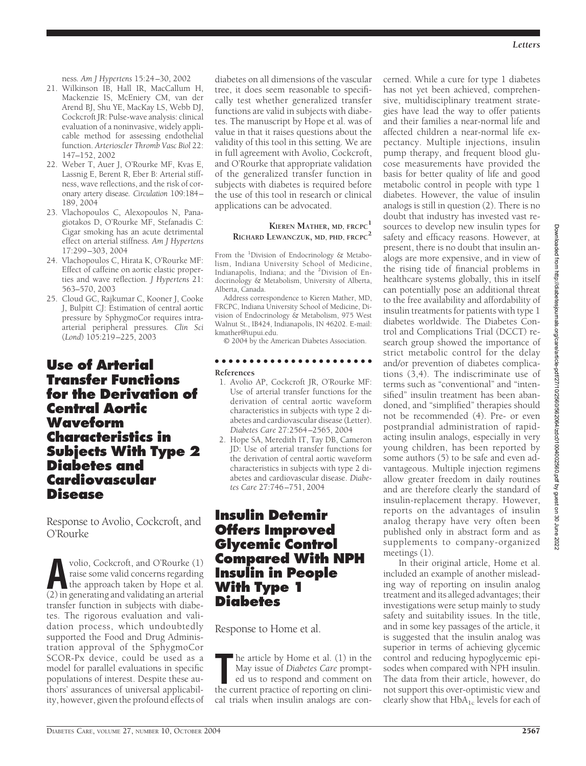ness. *Am J Hypertens* 15:24–30, 2002

21. Wilkinson IB, Hall IR, MacCallum H, Mackenzie IS, McEniery CM, van der Arend BJ, Shu YE, MacKay LS, Webb DJ, Cockcroft JR: Pulse-wave analysis: clinical evaluation of a noninvasive, widely applicable method for assessing endothelial function. *Arterioscler Thromb Vasc Biol* 22: 147–152, 2002
22. Weber T, Auer J, O'Rourke MF, Kvas E, Lassnig E, Berent R, Eber B: Arterial stiffness, wave reflections, and the risk of coronary artery disease. *Circulation* 109:184–189, 2004
23. Vlachopoulos C, Alexopoulos N, Panagiotakos D, O'Rourke MF, Stefanadis C: Cigar smoking has an acute detrimental effect on arterial stiffness. *Am J Hypertens* 17:299–303, 2004
24. Vlachopoulos C, Hirata K, O'Rourke MF: Effect of caffeine on aortic elastic properties and wave reflection. *J Hypertens* 21: 563–570, 2003
25. Cloud GC, Rajkumar C, Kooner J, Cooke J, Bulpitt CJ: Estimation of central aortic pressure by SphygmoCor requires intra-arterial peripheral pressures. *Clin Sci* (*Lond*) 105:219–225, 2003

# Use of Arterial Transfer Functions for the Derivation of Central Aortic Waveform Characteristics in Subjects With Type 2 Diabetes and Cardiovascular Disease

Response to Avolio, Cockcroft, and O'Rourke

Avolio, Cockcroft, and O'Rourke (1) raise some valid concerns regarding the approach taken by Hope et al. (2) in generating and validating an arterial transfer function in subjects with diabetes. The rigorous evaluation and validation process, which undoubtedly supported the Food and Drug Administration approval of the SphygmoCor SCOR-Px device, could be used as a model for parallel evaluations in specific populations of interest. Despite these authors' assurances of universal applicability, however, given the profound effects of diabetes on all dimensions of the vascular tree, it does seem reasonable to specifically test whether generalized transfer functions are valid in subjects with diabetes. The manuscript by Hope et al. was of value in that it raises questions about the validity of this tool in this setting. We are in full agreement with Avolio, Cockcroft, and O'Rourke that appropriate validation of the generalized transfer function in subjects with diabetes is required before the use of this tool in research or clinical applications can be advocated.

**KIEREN MATHER, MD, FRCPC[1]**
**RICHARD LEWANCZUK, MD, PHD, FRCPC[2]**

From the [1]Division of Endocrinology & Metabolism, Indiana University School of Medicine, Indianapolis, Indiana; and the [2]Division of Endocrinology & Metabolism, University of Alberta, Alberta, Canada.

Address correspondence to Kieren Mather, MD, FRCPC, Indiana University School of Medicine, Division of Endocrinology & Metabolism, 975 West Walnut St., IB424, Indianapolis, IN 46202. E-mail: kmather@iupui.edu.

© 2004 by the American Diabetes Association.

**References**

1. Avolio AP, Cockcroft JR, O'Rourke MF: Use of arterial transfer functions for the derivation of central aortic waveform characteristics in subjects with type 2 diabetes and cardiovascular disease (Letter). *Diabetes Care* 27:2564–2565, 2004
2. Hope SA, Meredith IT, Tay DB, Cameron JD: Use of arterial transfer functions for the derivation of central aortic waveform characteristics in subjects with type 2 diabetes and cardiovascular disease. *Diabetes Care* 27:746–751, 2004

# Insulin Detemir Offers Improved Glycemic Control Compared With NPH Insulin in People With Type 1 Diabetes

Response to Home et al.

The article by Home et al. (1) in the May issue of *Diabetes Care* prompted us to respond and comment on the current practice of reporting on clinical trials when insulin analogs are concerned. While a cure for type 1 diabetes has not yet been achieved, comprehensive, multidisciplinary treatment strategies have lead the way to offer patients and their families a near-normal life and affected children a near-normal life expectancy. Multiple injections, insulin pump therapy, and frequent blood glucose measurements have provided the basis for better quality of life and good metabolic control in people with type 1 diabetes. However, the value of insulin analogs is still in question (2). There is no doubt that industry has invested vast resources to develop new insulin types for safety and efficacy reasons. However, at present, there is no doubt that insulin analogs are more expensive, and in view of the rising tide of financial problems in healthcare systems globally, this in itself can potentially pose an additional threat to the free availability and affordability of insulin treatments for patients with type 1 diabetes worldwide. The Diabetes Control and Complications Trial (DCCT) research group showed the importance of strict metabolic control for the delay and/or prevention of diabetes complications (3,4). The indiscriminate use of terms such as "conventional" and "intensified" insulin treatment has been abandoned, and "simplified" therapies should not be recommended (4). Pre- or even postprandial administration of rapid-acting insulin analogs, especially in very young children, has been reported by some authors (5) to be safe and even advantageous. Multiple injection regimens allow greater freedom in daily routines and are therefore clearly the standard of insulin-replacement therapy. However, reports on the advantages of insulin analog therapy have very often been published only in abstract form and as supplements to company-organized meetings (1).

In their original article, Home et al. included an example of another misleading way of reporting on insulin analog treatment and its alleged advantages; their investigations were setup mainly to study safety and suitability issues. In the title, and in some key passages of the article, it is suggested that the insulin analog was superior in terms of achieving glycemic control and reducing hypoglycemic episodes when compared with NPH insulin. The data from their article, however, do not support this over-optimistic view and clearly show that $HbA_{1c}$ levels for each of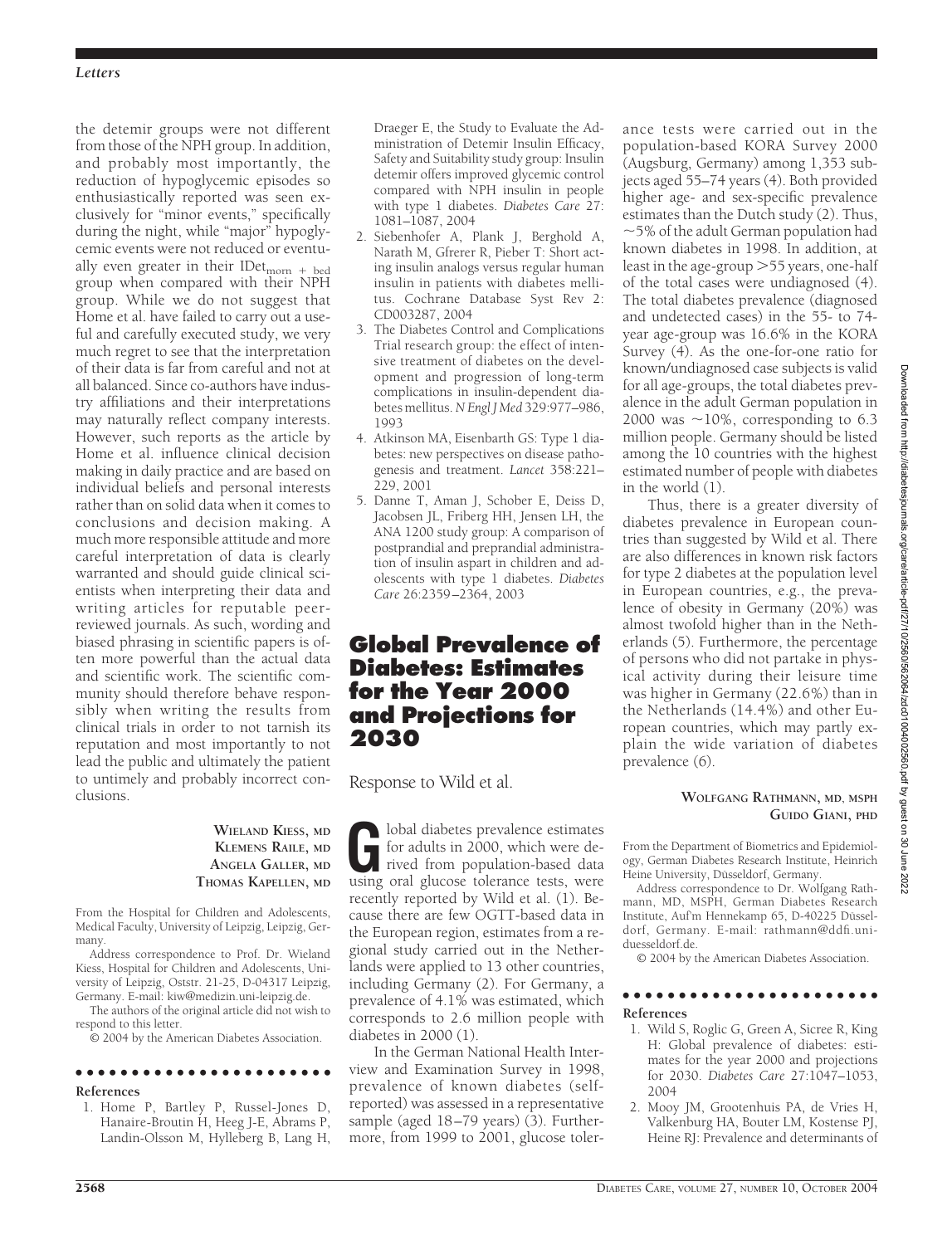the detemir groups were not different from those of the NPH group. In addition, and probably most importantly, the reduction of hypoglycemic episodes so enthusiastically reported was seen exclusively for "minor events," specifically during the night, while "major" hypoglycemic events were not reduced or eventually even greater in their IDet$_{morn + bed}$ group when compared with their NPH group. While we do not suggest that Home et al. have failed to carry out a useful and carefully executed study, we very much regret to see that the interpretation of their data is far from careful and not at all balanced. Since co-authors have industry affiliations and their interpretations may naturally reflect company interests. However, such reports as the article by Home et al. influence clinical decision making in daily practice and are based on individual beliefs and personal interests rather than on solid data when it comes to conclusions and decision making. A much more responsible attitude and more careful interpretation of data is clearly warranted and should guide clinical scientists when interpreting their data and writing articles for reputable peer-reviewed journals. As such, wording and biased phrasing in scientific papers is often more powerful than the actual data and scientific work. The scientific community should therefore behave responsibly when writing the results from clinical trials in order to not tarnish its reputation and most importantly to not lead the public and ultimately the patient to untimely and probably incorrect conclusions.

**WIELAND KIESS, MD**
**KLEMENS RAILE, MD**
**ANGELA GALLER, MD**
**THOMAS KAPELLEN, MD**

From the Hospital for Children and Adolescents, Medical Faculty, University of Leipzig, Leipzig, Germany.

Address correspondence to Prof. Dr. Wieland Kiess, Hospital for Children and Adolescents, University of Leipzig, Oststr. 21-25, D-04317 Leipzig, Germany. E-mail: kiw@medizin.uni-leipzig.de.

The authors of the original article did not wish to respond to this letter.

© 2004 by the American Diabetes Association.

**References**

1. Home P, Bartley P, Russel-Jones D, Hanaire-Broutin H, Heeg J-E, Abrams P, Landin-Olsson M, Hylleberg B, Lang H, Draeger E, the Study to Evaluate the Administration of Detemir Insulin Efficacy, Safety and Suitability study group: Insulin detemir offers improved glycemic control compared with NPH insulin in people with type 1 diabetes. *Diabetes Care* 27: 1081–1087, 2004
2. Siebenhofer A, Plank J, Berghold A, Narath M, Gfrerer R, Pieber T: Short acting insulin analogs versus regular human insulin in patients with diabetes mellitus. Cochrane Database Syst Rev 2: CD003287, 2004
3. The Diabetes Control and Complications Trial research group: the effect of intensive treatment of diabetes on the development and progression of long-term complications in insulin-dependent diabetes mellitus. *N Engl J Med* 329:977–986, 1993
4. Atkinson MA, Eisenbarth GS: Type 1 diabetes: new perspectives on disease pathogenesis and treatment. *Lancet* 358:221–229, 2001
5. Danne T, Aman J, Schober E, Deiss D, Jacobsen JL, Friberg HH, Jensen LH, the ANA 1200 study group: A comparison of postprandial and preprandial administration of insulin aspart in children and adolescents with type 1 diabetes. *Diabetes Care* 26:2359–2364, 2003

## Global Prevalence of Diabetes: Estimates for the Year 2000 and Projections for 2030

Response to Wild et al.

Global diabetes prevalence estimates for adults in 2000, which were derived from population-based data using oral glucose tolerance tests, were recently reported by Wild et al. (1). Because there are few OGTT-based data in the European region, estimates from a regional study carried out in the Netherlands were applied to 13 other countries, including Germany (2). For Germany, a prevalence of 4.1% was estimated, which corresponds to 2.6 million people with diabetes in 2000 (1).

In the German National Health Interview and Examination Survey in 1998, prevalence of known diabetes (self-reported) was assessed in a representative sample (aged 18–79 years) (3). Furthermore, from 1999 to 2001, glucose tolerance tests were carried out in the population-based KORA Survey 2000 (Augsburg, Germany) among 1,353 subjects aged 55–74 years (4). Both provided higher age- and sex-specific prevalence estimates than the Dutch study (2). Thus, ~5% of the adult German population had known diabetes in 1998. In addition, at least in the age-group >55 years, one-half of the total cases were undiagnosed (4). The total diabetes prevalence (diagnosed and undetected cases) in the 55- to 74-year age-group was 16.6% in the KORA Survey (4). As the one-for-one ratio for known/undiagnosed case subjects is valid for all age-groups, the total diabetes prevalence in the adult German population in 2000 was ~10%, corresponding to 6.3 million people. Germany should be listed among the 10 countries with the highest estimated number of people with diabetes in the world (1).

Thus, there is a greater diversity of diabetes prevalence in European countries than suggested by Wild et al. There are also differences in known risk factors for type 2 diabetes at the population level in European countries, e.g., the prevalence of obesity in Germany (20%) was almost twofold higher than in the Netherlands (5). Furthermore, the percentage of persons who did not partake in physical activity during their leisure time was higher in Germany (22.6%) than in the Netherlands (14.4%) and other European countries, which may partly explain the wide variation of diabetes prevalence (6).

**WOLFGANG RATHMANN, MD, MSPH**
**GUIDO GIANI, PHD**

From the Department of Biometrics and Epidemiology, German Diabetes Research Institute, Heinrich Heine University, Düsseldorf, Germany.

Address correspondence to Dr. Wolfgang Rathmann, MD, MSPH, German Diabetes Research Institute, Auf'm Hennekamp 65, D-40225 Düsseldorf, Germany. E-mail: rathmann@ddfi.uni-duesseldorf.de.

© 2004 by the American Diabetes Association.

**References**

1. Wild S, Roglic G, Green A, Sicree R, King H: Global prevalence of diabetes: estimates for the year 2000 and projections for 2030. *Diabetes Care* 27:1047–1053, 2004
2. Mooy JM, Grootenhuis PA, de Vries H, Valkenburg HA, Bouter LM, Kostense PJ, Heine RJ: Prevalence and determinants of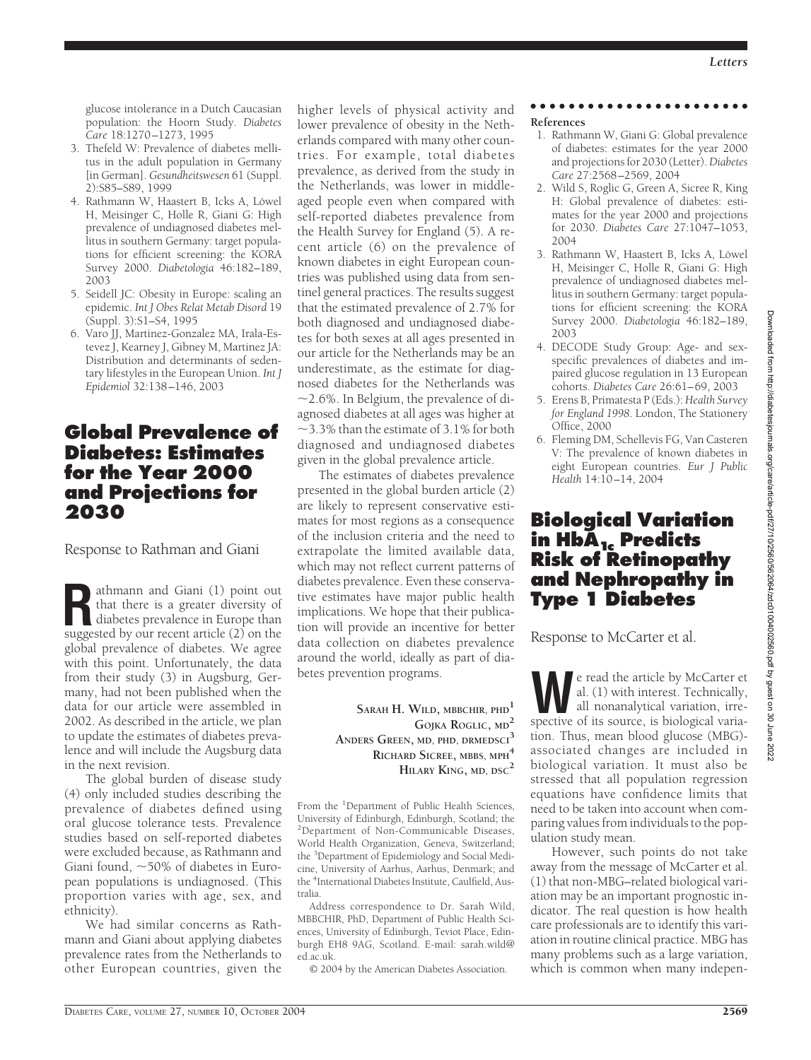glucose intolerance in a Dutch Caucasian population: the Hoorn Study. *Diabetes Care* 18:1270–1273, 1995
3. Thefeld W: Prevalence of diabetes mellitus in the adult population in Germany [in German]. *Gesundheitswesen* 61 (Suppl. 2):S85–S89, 1999
4. Rathmann W, Haastert B, Icks A, Löwel H, Meisinger C, Holle R, Giani G: High prevalence of undiagnosed diabetes mellitus in southern Germany: target populations for efficient screening: the KORA Survey 2000. *Diabetologia* 46:182–189, 2003
5. Seidell JC: Obesity in Europe: scaling an epidemic. *Int J Obes Relat Metab Disord* 19 (Suppl. 3):S1–S4, 1995
6. Varo JJ, Martinez-Gonzalez MA, Irala-Estevez J, Kearney J, Gibney M, Martinez JA: Distribution and determinants of sedentary lifestyles in the European Union. *Int J Epidemiol* 32:138–146, 2003

# Global Prevalence of Diabetes: Estimates for the Year 2000 and Projections for 2030

Response to Rathman and Giani

Rathmann and Giani (1) point out that there is a greater diversity of diabetes prevalence in Europe than suggested by our recent article (2) on the global prevalence of diabetes. We agree with this point. Unfortunately, the data from their study (3) in Augsburg, Germany, had not been published when the data for our article were assembled in 2002. As described in the article, we plan to update the estimates of diabetes prevalence and will include the Augsburg data in the next revision.

The global burden of disease study (4) only included studies describing the prevalence of diabetes defined using oral glucose tolerance tests. Prevalence studies based on self-reported diabetes were excluded because, as Rathmann and Giani found, ~50% of diabetes in European populations is undiagnosed. (This proportion varies with age, sex, and ethnicity).

We had similar concerns as Rathmann and Giani about applying diabetes prevalence rates from the Netherlands to other European countries, given the higher levels of physical activity and lower prevalence of obesity in the Netherlands compared with many other countries. For example, total diabetes prevalence, as derived from the study in the Netherlands, was lower in middle-aged people even when compared with self-reported diabetes prevalence from the Health Survey for England (5). A recent article (6) on the prevalence of known diabetes in eight European countries was published using data from sentinel general practices. The results suggest that the estimated prevalence of 2.7% for both diagnosed and undiagnosed diabetes for both sexes at all ages presented in our article for the Netherlands may be an underestimate, as the estimate for diagnosed diabetes for the Netherlands was ~2.6%. In Belgium, the prevalence of diagnosed diabetes at all ages was higher at ~3.3% than the estimate of 3.1% for both diagnosed and undiagnosed diabetes given in the global prevalence article.

The estimates of diabetes prevalence presented in the global burden article (2) are likely to represent conservative estimates for most regions as a consequence of the inclusion criteria and the need to extrapolate the limited available data, which may not reflect current patterns of diabetes prevalence. Even these conservative estimates have major public health implications. We hope that their publication will provide an incentive for better data collection on diabetes prevalence around the world, ideally as part of diabetes prevention programs.

**SARAH H. WILD, MBBCHIR, PHD[1]**
**GOJKA ROGLIC, MD[2]**
**ANDERS GREEN, MD, PHD, DRMEDSCI[3]**
**RICHARD SICREE, MBBS, MPH[4]**
**HILARY KING, MD, DSC[2]**

From the [1]Department of Public Health Sciences, University of Edinburgh, Edinburgh, Scotland; the [2]Department of Non-Communicable Diseases, World Health Organization, Geneva, Switzerland; the [3]Department of Epidemiology and Social Medicine, University of Aarhus, Aarhus, Denmark; and the [4]International Diabetes Institute, Caulfield, Australia.

Address correspondence to Dr. Sarah Wild, MBBCHIR, PhD, Department of Public Health Sciences, University of Edinburgh, Teviot Place, Edinburgh EH8 9AG, Scotland. E-mail: sarah.wild@ed.ac.uk.

© 2004 by the American Diabetes Association.

**References**

1. Rathmann W, Giani G: Global prevalence of diabetes: estimates for the year 2000 and projections for 2030 (Letter). *Diabetes Care* 27:2568–2569, 2004
2. Wild S, Roglic G, Green A, Sicree R, King H: Global prevalence of diabetes: estimates for the year 2000 and projections for 2030. *Diabetes Care* 27:1047–1053, 2004
3. Rathmann W, Haastert B, Icks A, Löwel H, Meisinger C, Holle R, Giani G: High prevalence of undiagnosed diabetes mellitus in southern Germany: target populations for efficient screening: the KORA Survey 2000. *Diabetologia* 46:182–189, 2003
4. DECODE Study Group: Age- and sex-specific prevalences of diabetes and impaired glucose regulation in 13 European cohorts. *Diabetes Care* 26:61–69, 2003
5. Erens B, Primatesta P (Eds.): *Health Survey for England 1998*. London, The Stationery Office, 2000
6. Fleming DM, Schellevis FG, Van Casteren V: The prevalence of known diabetes in eight European countries. *Eur J Public Health* 14:10–14, 2004

# Biological Variation in $HbA_{1c}$ Predicts Risk of Retinopathy and Nephropathy in Type 1 Diabetes

Response to McCarter et al.

We read the article by McCarter et al. (1) with interest. Technically, all nonanalytical variation, irrespective of its source, is biological variation. Thus, mean blood glucose (MBG)-associated changes are included in biological variation. It must also be stressed that all population regression equations have confidence limits that need to be taken into account when comparing values from individuals to the population study mean.

However, such points do not take away from the message of McCarter et al. (1) that non-MBG–related biological variation may be an important prognostic indicator. The real question is how health care professionals are to identify this variation in routine clinical practice. MBG has many problems such as a large variation, which is common when many indepen-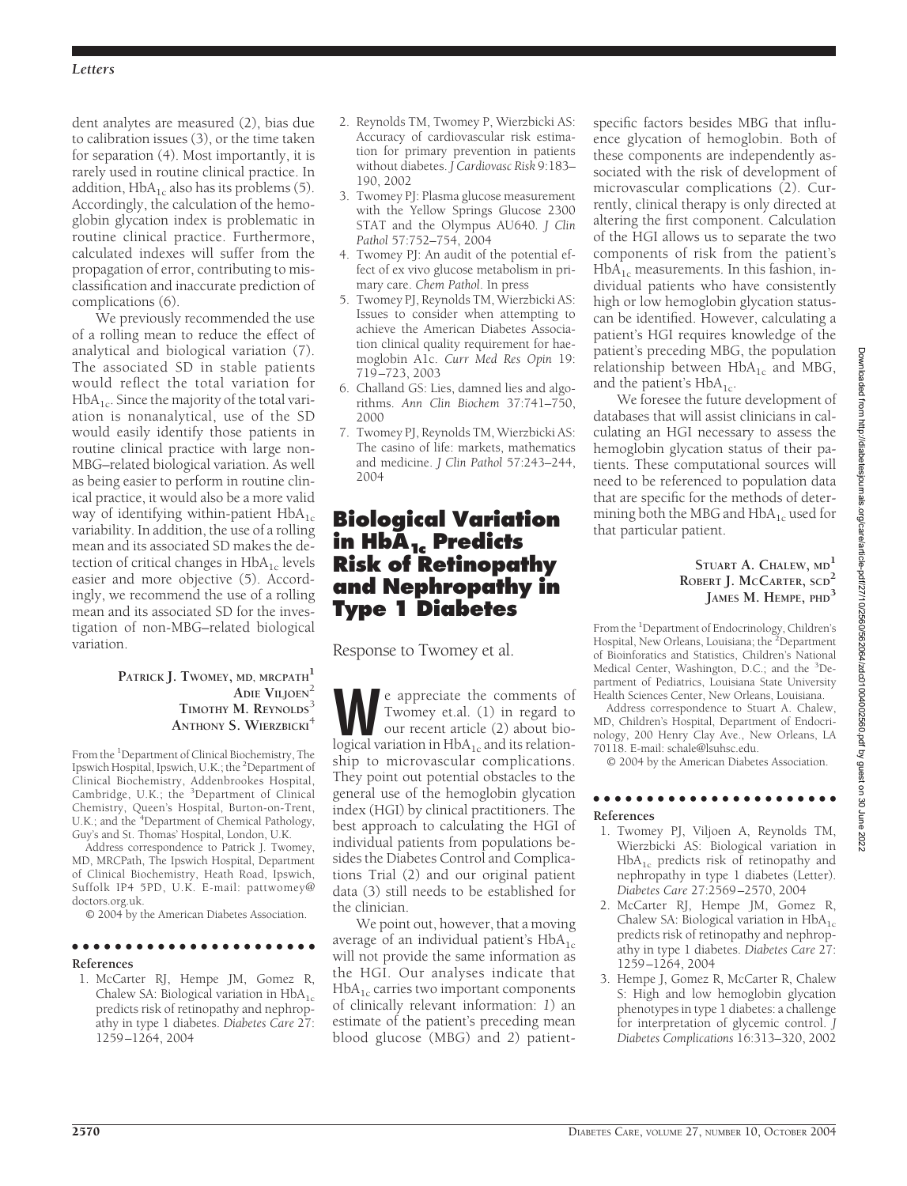dent analytes are measured (2), bias due to calibration issues (3), or the time taken for separation (4). Most importantly, it is rarely used in routine clinical practice. In addition, $HbA_{1c}$ also has its problems (5). Accordingly, the calculation of the hemoglobin glycation index is problematic in routine clinical practice. Furthermore, calculated indexes will suffer from the propagation of error, contributing to misclassification and inaccurate prediction of complications (6).

We previously recommended the use of a rolling mean to reduce the effect of analytical and biological variation (7). The associated SD in stable patients would reflect the total variation for $HbA_{1c}$. Since the majority of the total variation is nonanalytical, use of the SD would easily identify those patients in routine clinical practice with large non-MBG–related biological variation. As well as being easier to perform in routine clinical practice, it would also be a more valid way of identifying within-patient $HbA_{1c}$ variability. In addition, the use of a rolling mean and its associated SD makes the detection of critical changes in $HbA_{1c}$ levels easier and more objective (5). Accordingly, we recommend the use of a rolling mean and its associated SD for the investigation of non-MBG–related biological variation.

**PATRICK J. TWOMEY, MD, MRCPATH**[1]
**ADIE VILJOEN**[2]
**TIMOTHY M. REYNOLDS**[3]
**ANTHONY S. WIERZBICKI**[4]

From the [1]Department of Clinical Biochemistry, The Ipswich Hospital, Ipswich, U.K.; the [2]Department of Clinical Biochemistry, Addenbrookes Hospital, Cambridge, U.K.; the [3]Department of Clinical Chemistry, Queen's Hospital, Burton-on-Trent, U.K.; and the [4]Department of Chemical Pathology, Guy's and St. Thomas' Hospital, London, U.K.

Address correspondence to Patrick J. Twomey, MD, MRCPath, The Ipswich Hospital, Department of Clinical Biochemistry, Heath Road, Ipswich, Suffolk IP4 5PD, U.K. E-mail: pattwomey@doctors.org.uk.

© 2004 by the American Diabetes Association.

**References**

1. McCarter RJ, Hempe JM, Gomez R, Chalew SA: Biological variation in $HbA_{1c}$ predicts risk of retinopathy and nephropathy in type 1 diabetes. *Diabetes Care* 27: 1259–1264, 2004
2. Reynolds TM, Twomey P, Wierzbicki AS: Accuracy of cardiovascular risk estimation for primary prevention in patients without diabetes. *J Cardiovasc Risk* 9:183–190, 2002
3. Twomey PJ: Plasma glucose measurement with the Yellow Springs Glucose 2300 STAT and the Olympus AU640. *J Clin Pathol* 57:752–754, 2004
4. Twomey PJ: An audit of the potential effect of ex vivo glucose metabolism in primary care. *Chem Pathol*. In press
5. Twomey PJ, Reynolds TM, Wierzbicki AS: Issues to consider when attempting to achieve the American Diabetes Association clinical quality requirement for haemoglobin A1c. *Curr Med Res Opin* 19: 719–723, 2003
6. Challand GS: Lies, damned lies and algorithms. *Ann Clin Biochem* 37:741–750, 2000
7. Twomey PJ, Reynolds TM, Wierzbicki AS: The casino of life: markets, mathematics and medicine. *J Clin Pathol* 57:243–244, 2004

# Biological Variation in $HbA_{1c}$ Predicts Risk of Retinopathy and Nephropathy in Type 1 Diabetes

Response to Twomey et al.

We appreciate the comments of Twomey et.al. (1) in regard to our recent article (2) about biological variation in $HbA_{1c}$ and its relationship to microvascular complications. They point out potential obstacles to the general use of the hemoglobin glycation index (HGI) by clinical practitioners. The best approach to calculating the HGI of individual patients from populations besides the Diabetes Control and Complications Trial (2) and our original patient data (3) still needs to be established for the clinician.

We point out, however, that a moving average of an individual patient's $HbA_{1c}$ will not provide the same information as the HGI. Our analyses indicate that $HbA_{1c}$ carries two important components of clinically relevant information: *1*) an estimate of the patient's preceding mean blood glucose (MBG) and *2*) patient-specific factors besides MBG that influence glycation of hemoglobin. Both of these components are independently associated with the risk of development of microvascular complications (2). Currently, clinical therapy is only directed at altering the first component. Calculation of the HGI allows us to separate the two components of risk from the patient's $HbA_{1c}$ measurements. In this fashion, individual patients who have consistently high or low hemoglobin glycation status can be identified. However, calculating a patient's HGI requires knowledge of the patient's preceding MBG, the population relationship between $HbA_{1c}$ and MBG, and the patient's $HbA_{1c}$.

We foresee the future development of databases that will assist clinicians in calculating an HGI necessary to assess the hemoglobin glycation status of their patients. These computational sources will need to be referenced to population data that are specific for the methods of determining both the MBG and $HbA_{1c}$ used for that particular patient.

**STUART A. CHALEW, MD**[1]
**ROBERT J. MCCARTER, SCD**[2]
**JAMES M. HEMPE, PHD**[3]

From the [1]Department of Endocrinology, Children's Hospital, New Orleans, Louisiana; the [2]Department of Bioinforatics and Statistics, Children's National Medical Center, Washington, D.C.; and the [3]Department of Pediatrics, Louisiana State University Health Sciences Center, New Orleans, Louisiana.

Address correspondence to Stuart A. Chalew, MD, Children's Hospital, Department of Endocrinology, 200 Henry Clay Ave., New Orleans, LA 70118. E-mail: schale@lsuhsc.edu.

© 2004 by the American Diabetes Association.

**References**

1. Twomey PJ, Viljoen A, Reynolds TM, Wierzbicki AS: Biological variation in $HbA_{1c}$ predicts risk of retinopathy and nephropathy in type 1 diabetes (Letter). *Diabetes Care* 27:2569–2570, 2004
2. McCarter RJ, Hempe JM, Gomez R, Chalew SA: Biological variation in $HbA_{1c}$ predicts risk of retinopathy and nephropathy in type 1 diabetes. *Diabetes Care* 27: 1259–1264, 2004
3. Hempe J, Gomez R, McCarter R, Chalew S: High and low hemoglobin glycation phenotypes in type 1 diabetes: a challenge for interpretation of glycemic control. *J Diabetes Complications* 16:313–320, 2002